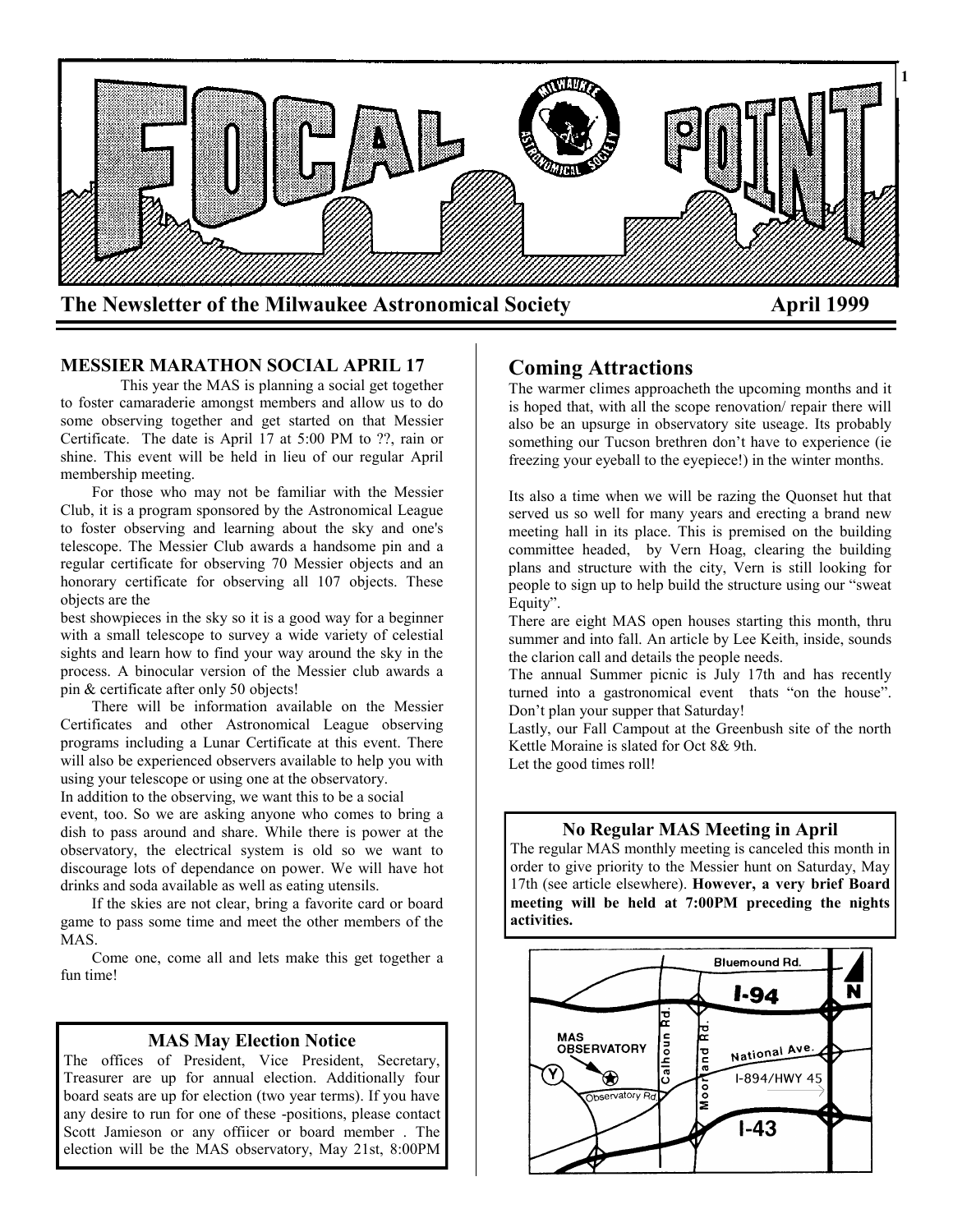# FOCAL POINT

**The Newsletter of the Milwaukee Astronomical Society** **April 1999**

### MESSIER MARATHON SOCIAL APRIL 17

This year the MAS is planning a social get together to foster camaraderie amongst members and allow us to do some observing together and get started on that Messier Certificate. The date is April 17 at 5:00 PM to ??, rain or shine. This event will be held in lieu of our regular April membership meeting.

For those who may not be familiar with the Messier Club, it is a program sponsored by the Astronomical League to foster observing and learning about the sky and one's telescope. The Messier Club awards a handsome pin and a regular certificate for observing 70 Messier objects and an honorary certificate for observing all 107 objects. These objects are the best showpieces in the sky so it is a good way for a beginner with a small telescope to survey a wide variety of celestial sights and learn how to find your way around the sky in the process. A binocular version of the Messier club awards a pin & certificate after only 50 objects!

There will be information available on the Messier Certificates and other Astronomical League observing programs including a Lunar Certificate at this event. There will also be experienced observers available to help you with using your telescope or using one at the observatory.

In addition to the observing, we want this to be a social event, too. So we are asking anyone who comes to bring a dish to pass around and share. While there is power at the observatory, the electrical system is old so we want to discourage lots of dependance on power. We will have hot drinks and soda available as well as eating utensils.

If the skies are not clear, bring a favorite card or board game to pass some time and meet the other members of the MAS.

Come one, come all and lets make this get together a fun time!

### MAS May Election Notice

The offices of President, Vice President, Secretary, Treasurer are up for annual election. Additionally four board seats are up for election (two year terms). If you have any desire to run for one of these -positions, please contact Scott Jamieson or any offiicer or board member . The election will be the MAS observatory, May 21st, 8:00PM

## Coming Attractions

The warmer climes approacheth the upcoming months and it is hoped that, with all the scope renovation/ repair there will also be an upsurge in observatory site useage. Its probably something our Tucson brethren don't have to experience (ie freezing your eyeball to the eyepiece!) in the winter months.

Its also a time when we will be razing the Quonset hut that served us so well for many years and erecting a brand new meeting hall in its place. This is premised on the building committee headed, by Vern Hoag, clearing the building plans and structure with the city, Vern is still looking for people to sign up to help build the structure using our "sweat Equity".

There are eight MAS open houses starting this month, thru summer and into fall. An article by Lee Keith, inside, sounds the clarion call and details the people needs.

The annual Summer picnic is July 17th and has recently turned into a gastronomical event thats "on the house". Don't plan your supper that Saturday!

Lastly, our Fall Campout at the Greenbush site of the north Kettle Moraine is slated for Oct 8& 9th.

Let the good times roll!

### No Regular MAS Meeting in April

The regular MAS monthly meeting is canceled this month in order to give priority to the Messier hunt on Saturday, May 17th (see article elsewhere). **However, a very brief Board meeting will be held at 7:00PM preceding the nights activities.**

Bluemound Rd. I-94 N MAS OBSERVATORY Y Observatory Rd. Calhoun Rd. Moorland Rd. National Ave. I-894/HWY 45 I-43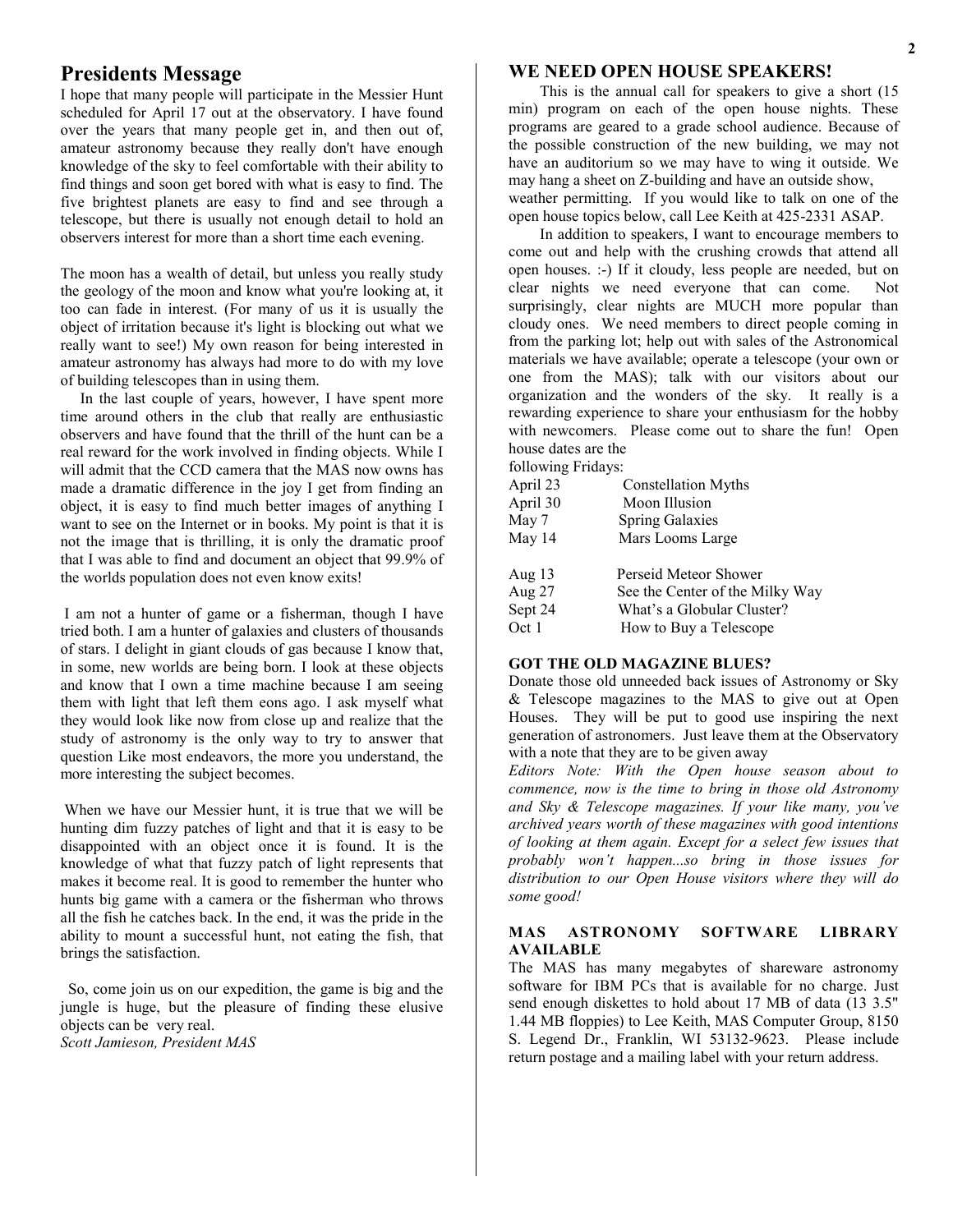## Presidents Message

I hope that many people will participate in the Messier Hunt scheduled for April 17 out at the observatory. I have found over the years that many people get in, and then out of, amateur astronomy because they really don't have enough knowledge of the sky to feel comfortable with their ability to find things and soon get bored with what is easy to find. The five brightest planets are easy to find and see through a telescope, but there is usually not enough detail to hold an observers interest for more than a short time each evening.

The moon has a wealth of detail, but unless you really study the geology of the moon and know what you're looking at, it too can fade in interest. (For many of us it is usually the object of irritation because it's light is blocking out what we really want to see!) My own reason for being interested in amateur astronomy has always had more to do with my love of building telescopes than in using them.

In the last couple of years, however, I have spent more time around others in the club that really are enthusiastic observers and have found that the thrill of the hunt can be a real reward for the work involved in finding objects. While I will admit that the CCD camera that the MAS now owns has made a dramatic difference in the joy I get from finding an object, it is easy to find much better images of anything I want to see on the Internet or in books. My point is that it is not the image that is thrilling, it is only the dramatic proof that I was able to find and document an object that 99.9% of the worlds population does not even know exits!

I am not a hunter of game or a fisherman, though I have tried both. I am a hunter of galaxies and clusters of thousands of stars. I delight in giant clouds of gas because I know that, in some, new worlds are being born. I look at these objects and know that I own a time machine because I am seeing them with light that left them eons ago. I ask myself what they would look like now from close up and realize that the study of astronomy is the only way to try to answer that question Like most endeavors, the more you understand, the more interesting the subject becomes.

When we have our Messier hunt, it is true that we will be hunting dim fuzzy patches of light and that it is easy to be disappointed with an object once it is found. It is the knowledge of what that fuzzy patch of light represents that makes it become real. It is good to remember the hunter who hunts big game with a camera or the fisherman who throws all the fish he catches back. In the end, it was the pride in the ability to mount a successful hunt, not eating the fish, that brings the satisfaction.

So, come join us on our expedition, the game is big and the jungle is huge, but the pleasure of finding these elusive objects can be very real.

*Scott Jamieson, President MAS*

### WE NEED OPEN HOUSE SPEAKERS!

This is the annual call for speakers to give a short (15 min) program on each of the open house nights. These programs are geared to a grade school audience. Because of the possible construction of the new building, we may not have an auditorium so we may have to wing it outside. We may hang a sheet on Z-building and have an outside show, weather permitting. If you would like to talk on one of the open house topics below, call Lee Keith at 425-2331 ASAP.

In addition to speakers, I want to encourage members to come out and help with the crushing crowds that attend all open houses. :-) If it cloudy, less people are needed, but on clear nights we need everyone that can come. Not surprisingly, clear nights are MUCH more popular than cloudy ones. We need members to direct people coming in from the parking lot; help out with sales of the Astronomical materials we have available; operate a telescope (your own or one from the MAS); talk with our visitors about our organization and the wonders of the sky. It really is a rewarding experience to share your enthusiasm for the hobby with newcomers. Please come out to share the fun! Open house dates are the following Fridays:

| | |
|---|---|
| April 23 | Constellation Myths |
| April 30 | Moon Illusion |
| May 7 | Spring Galaxies |
| May 14 | Mars Looms Large |
| Aug 13 | Perseid Meteor Shower |
| Aug 27 | See the Center of the Milky Way |
| Sept 24 | What's a Globular Cluster? |
| Oct 1 | How to Buy a Telescope |

#### GOT THE OLD MAGAZINE BLUES?

Donate those old unneeded back issues of Astronomy or Sky & Telescope magazines to the MAS to give out at Open Houses. They will be put to good use inspiring the next generation of astronomers. Just leave them at the Observatory with a note that they are to be given away

*Editors Note: With the Open house season about to commence, now is the time to bring in those old Astronomy and Sky & Telescope magazines. If your like many, you've archived years worth of these magazines with good intentions of looking at them again. Except for a select few issues that probably won't happen...so bring in those issues for distribution to our Open House visitors where they will do some good!*

#### MAS ASTRONOMY SOFTWARE LIBRARY AVAILABLE

The MAS has many megabytes of shareware astronomy software for IBM PCs that is available for no charge. Just send enough diskettes to hold about 17 MB of data (13 3.5" 1.44 MB floppies) to Lee Keith, MAS Computer Group, 8150 S. Legend Dr., Franklin, WI 53132-9623. Please include return postage and a mailing label with your return address.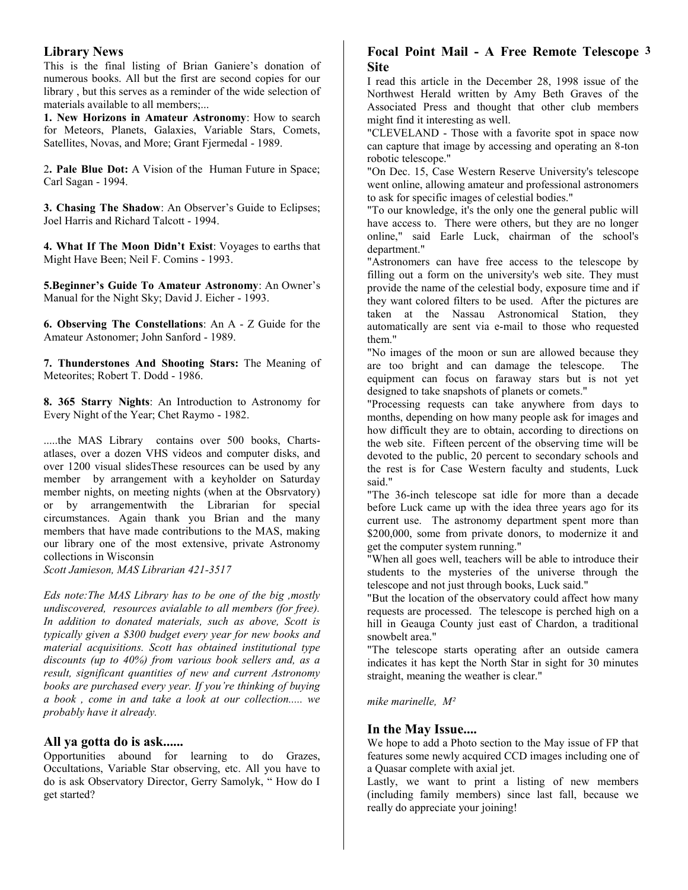## Library News

This is the final listing of Brian Ganiere's donation of numerous books. All but the first are second copies for our library , but this serves as a reminder of the wide selection of materials available to all members;...

**1. New Horizons in Amateur Astronomy**: How to search for Meteors, Planets, Galaxies, Variable Stars, Comets, Satellites, Novas, and More; Grant Fjermedal - 1989.

2**. Pale Blue Dot:** A Vision of the Human Future in Space; Carl Sagan - 1994.

**3. Chasing The Shadow**: An Observer's Guide to Eclipses; Joel Harris and Richard Talcott - 1994.

**4. What If The Moon Didn't Exist**: Voyages to earths that Might Have Been; Neil F. Comins - 1993.

**5.Beginner's Guide To Amateur Astronomy**: An Owner's Manual for the Night Sky; David J. Eicher - 1993.

**6. Observing The Constellations**: An A - Z Guide for the Amateur Astonomer; John Sanford - 1989.

**7. Thunderstones And Shooting Stars:** The Meaning of Meteorites; Robert T. Dodd - 1986.

**8. 365 Starry Nights**: An Introduction to Astronomy for Every Night of the Year; Chet Raymo - 1982.

.....the MAS Library contains over 500 books, Charts-atlases, over a dozen VHS videos and computer disks, and over 1200 visual slidesThese resources can be used by any member by arrangement with a keyholder on Saturday member nights, on meeting nights (when at the Obsrvatory) or by arrangementwith the Librarian for special circumstances. Again thank you Brian and the many members that have made contributions to the MAS, making our library one of the most extensive, private Astronomy collections in Wisconsin

*Scott Jamieson, MAS Librarian 421-3517*

*Eds note:The MAS Library has to be one of the big ,mostly undiscovered, resources avialable to all members (for free). In addition to donated materials, such as above, Scott is typically given a $300 budget every year for new books and material acquisitions. Scott has obtained institutional type discounts (up to 40%) from various book sellers and, as a result, significant quantities of new and current Astronomy books are purchased every year. If you're thinking of buying a book , come in and take a look at our collection..... we probably have it already.*

## All ya gotta do is ask......

Opportunities abound for learning to do Grazes, Occultations, Variable Star observing, etc. All you have to do is ask Observatory Director, Gerry Samolyk, " How do I get started?

## Focal Point Mail - A Free Remote Telescope Site

I read this article in the December 28, 1998 issue of the Northwest Herald written by Amy Beth Graves of the Associated Press and thought that other club members might find it interesting as well.

"CLEVELAND - Those with a favorite spot in space now can capture that image by accessing and operating an 8-ton robotic telescope."

"On Dec. 15, Case Western Reserve University's telescope went online, allowing amateur and professional astronomers to ask for specific images of celestial bodies."

"To our knowledge, it's the only one the general public will have access to. There were others, but they are no longer online," said Earle Luck, chairman of the school's department."

"Astronomers can have free access to the telescope by filling out a form on the university's web site. They must provide the name of the celestial body, exposure time and if they want colored filters to be used. After the pictures are taken at the Nassau Astronomical Station, they automatically are sent via e-mail to those who requested them."

"No images of the moon or sun are allowed because they are too bright and can damage the telescope. The equipment can focus on faraway stars but is not yet designed to take snapshots of planets or comets."

"Processing requests can take anywhere from days to months, depending on how many people ask for images and how difficult they are to obtain, according to directions on the web site. Fifteen percent of the observing time will be devoted to the public, 20 percent to secondary schools and the rest is for Case Western faculty and students, Luck said."

"The 36-inch telescope sat idle for more than a decade before Luck came up with the idea three years ago for its current use. The astronomy department spent more than $200,000, some from private donors, to modernize it and get the computer system running."

"When all goes well, teachers will be able to introduce their students to the mysteries of the universe through the telescope and not just through books, Luck said."

"But the location of the observatory could affect how many requests are processed. The telescope is perched high on a hill in Geauga County just east of Chardon, a traditional snowbelt area."

"The telescope starts operating after an outside camera indicates it has kept the North Star in sight for 30 minutes straight, meaning the weather is clear."

*mike marinelle, M²*

## In the May Issue....

We hope to add a Photo section to the May issue of FP that features some newly acquired CCD images including one of a Quasar complete with axial jet.

Lastly, we want to print a listing of new members (including family members) since last fall, because we really do appreciate your joining!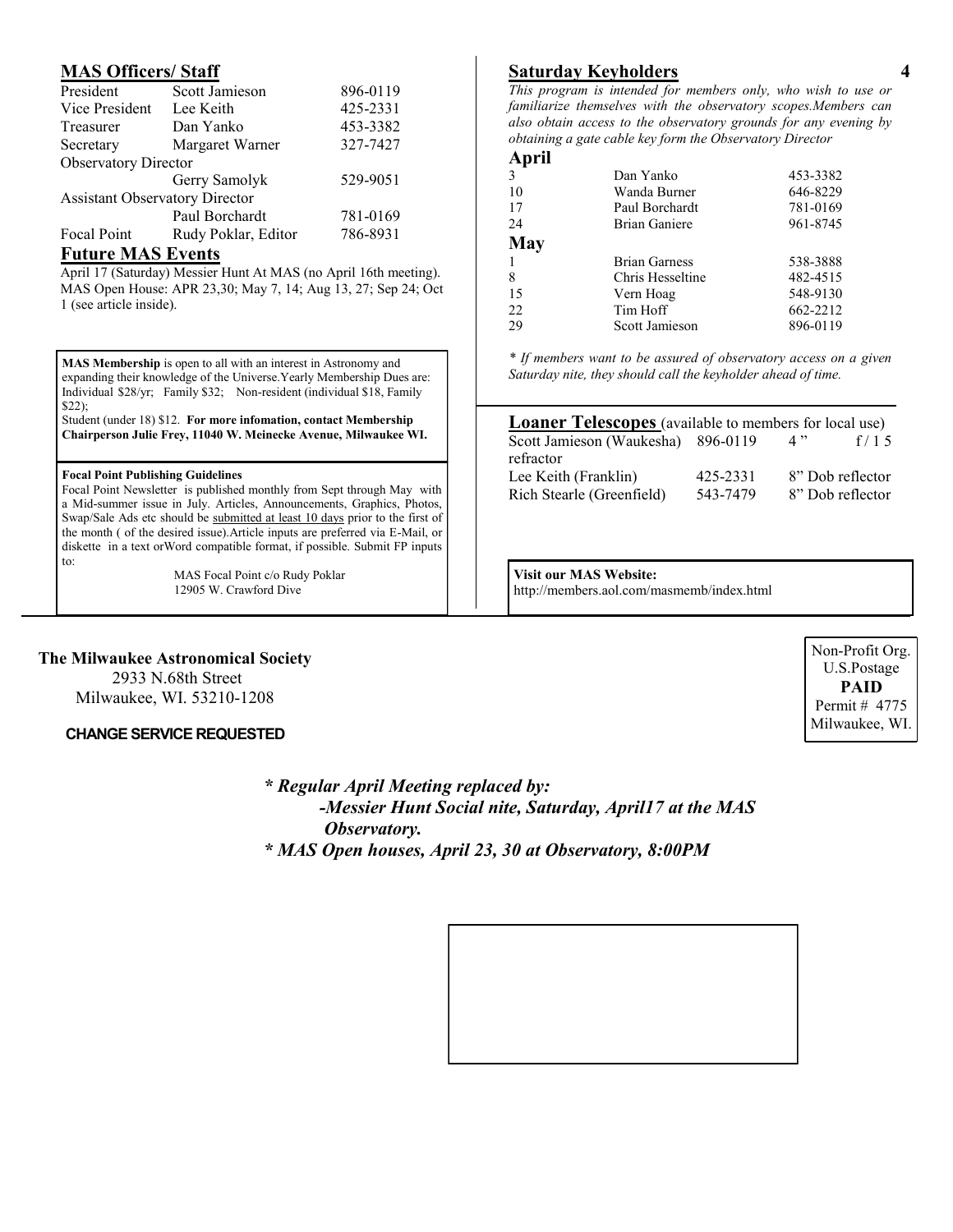## MAS Officers/ Staff

| | | |
|---|---|---|
| President | Scott Jamieson | 896-0119 |
| Vice President | Lee Keith | 425-2331 |
| Treasurer | Dan Yanko | 453-3382 |
| Secretary | Margaret Warner | 327-7427 |
| Observatory Director | | |
| | Gerry Samolyk | 529-9051 |
| Assistant Observatory Director | | |
| | Paul Borchardt | 781-0169 |
| Focal Point | Rudy Poklar, Editor | 786-8931 |

## Future MAS Events

April 17 (Saturday) Messier Hunt At MAS (no April 16th meeting).
MAS Open House: APR 23,30; May 7, 14; Aug 13, 27; Sep 24; Oct 1 (see article inside).

**MAS Membership** is open to all with an interest in Astronomy and expanding their knowledge of the Universe.Yearly Membership Dues are: Individual $28/yr; Family $32; Non-resident (individual $18, Family $22);
Student (under 18) $12. **For more infomation, contact Membership Chairperson Julie Frey, 11040 W. Meinecke Avenue, Milwaukee WI.**

**Focal Point Publishing Guidelines**
Focal Point Newsletter is published monthly from Sept through May with a Mid-summer issue in July. Articles, Announcements, Graphics, Photos, Swap/Sale Ads etc should be submitted at least 10 days prior to the first of the month ( of the desired issue).Article inputs are preferred via E-Mail, or diskette in a text orWord compatible format, if possible. Submit FP inputs to:

MAS Focal Point c/o Rudy Poklar
12905 W. Crawford Dive

## Saturday Keyholders

*This program is intended for members only, who wish to use or familiarize themselves with the observatory scopes.Members can also obtain access to the observatory grounds for any evening by obtaining a gate cable key form the Observatory Director*

### April

| | | |
|---|---|---|
| 3 | Dan Yanko | 453-3382 |
| 10 | Wanda Burner | 646-8229 |
| 17 | Paul Borchardt | 781-0169 |
| 24 | Brian Ganiere | 961-8745 |

### May

| | | |
|---|---|---|
| 1 | Brian Garness | 538-3888 |
| 8 | Chris Hesseltine | 482-4515 |
| 15 | Vern Hoag | 548-9130 |
| 22 | Tim Hoff | 662-2212 |
| 29 | Scott Jamieson | 896-0119 |

*\* If members want to be assured of observatory access on a given Saturday nite, they should call the keyholder ahead of time.*

**Loaner Telescopes** (available to members for local use)

| | | |
|---|---|---|
| Scott Jamieson (Waukesha) | 896-0119 | 4" f / 1 5 refractor |
| Lee Keith (Franklin) | 425-2331 | 8" Dob reflector |
| Rich Stearle (Greenfield) | 543-7479 | 8" Dob reflector |

**Visit our MAS Website:**
http://members.aol.com/masmemb/index.html

**The Milwaukee Astronomical Society**
2933 N.68th Street
Milwaukee, WI. 53210-1208

**CHANGE SERVICE REQUESTED**

Non-Profit Org.
U.S.Postage
**PAID**
Permit # 4775
Milwaukee, WI.

***\* Regular April Meeting replaced by:***
***-Messier Hunt Social nite, Saturday, April17 at the MAS Observatory.***
***\* MAS Open houses, April 23, 30 at Observatory, 8:00PM***